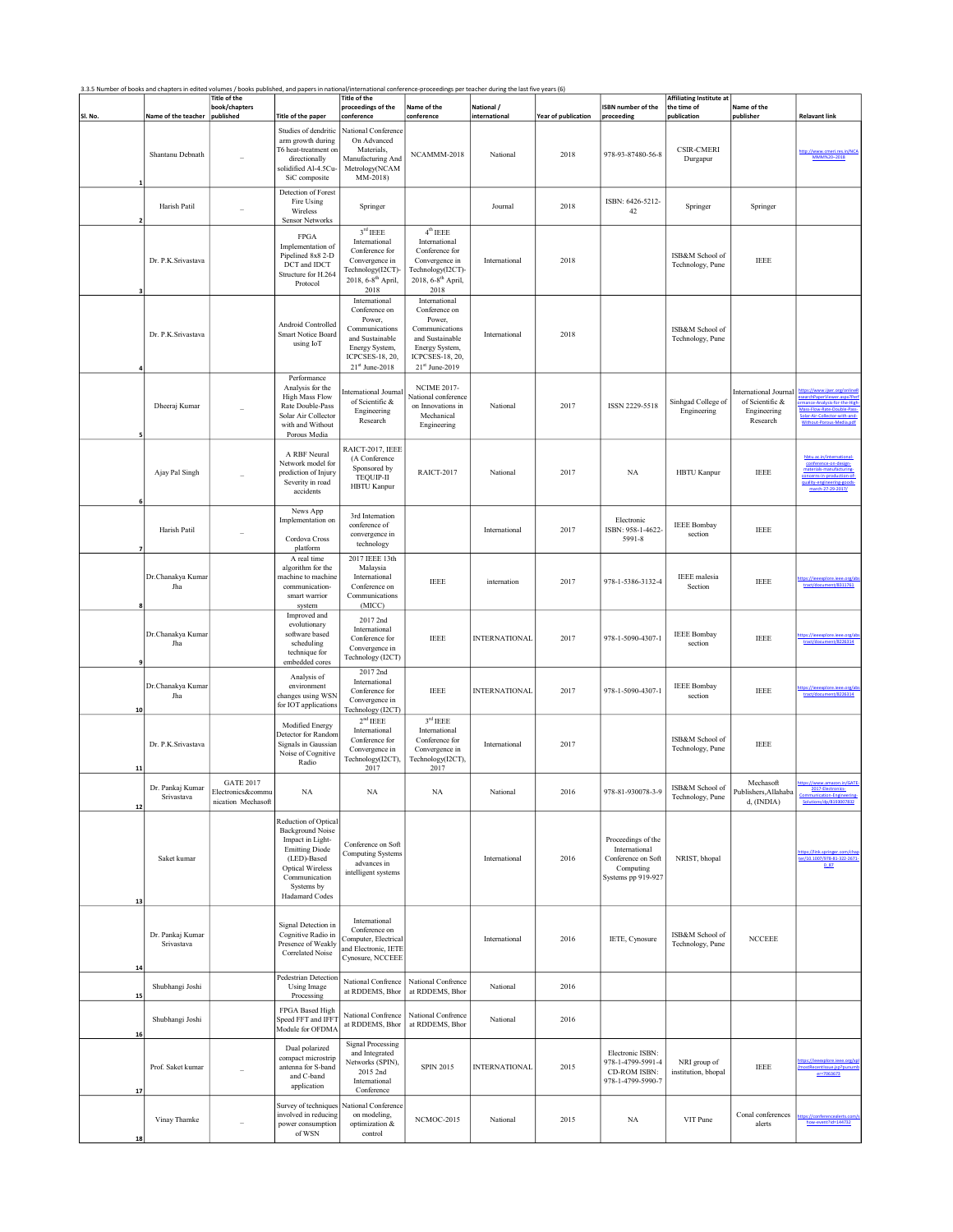3.3.5 Number of books and chapters in edited volumes / books published, and papers in national/international conference-proceedings per teacher during the last five years (6)

| Sl. No. | Name of the teacher | Title of the book/chapters published | Title of the paper | Title of the proceedings of the conference | Name of the conference | National / international | Year of publication | ISBN number of the proceeding | Affiliating Institute at the time of publication | Name of the publisher | Relavant link |
|---|---|---|---|---|---|---|---|---|---|---|---|
| 1 | Shantanu Debnath | _ | Studies of dendritic arm growth during T6 heat-treatment on directionally solidified Al-4.5Cu-SiC composite | National Conference On Advanced Materials, Manufacturing And Metrology(NCAMMM-2018) | NCAMMM-2018 | National | 2018 | 978-93-87480-56-8 | CSIR-CMERI Durgapur | | http://www.cmeri.res.in/NCAMMM%20--2018 |
| 2 | Harish Patil | _ | Detection of Forest Fire Using Wireless Sensor Networks | Springer | | Journal | 2018 | ISBN: 6426-5212-42 | Springer | Springer | |
| 3 | Dr. P.K.Srivastava | | FPGA Implementation of Pipelined 8x8 2-D DCT and IDCT Structure for H.264 Protocol | 3rd IEEE International Conference for Convergence in Technology(I2CT)-2018, 6-8th April, 2018 | 4th IEEE International Conference for Convergence in Technology(I2CT)-2018, 6-8th April, 2018 | International | 2018 | | ISB&M School of Technology, Pune | IEEE | |
| 4 | Dr. P.K.Srivastava | | Android Controlled Smart Notice Board using IoT | International Conference on Power, Communications and Sustainable Energy System, ICPCSES-18, 20, 21st June-2018 | International Conference on Power, Communications and Sustainable Energy System, ICPCSES-18, 20, 21st June-2019 | International | 2018 | | ISB&M School of Technology, Pune | | |
| 5 | Dheeraj Kumar | _ | Performance Analysis for the High Mass Flow Rate Double-Pass Solar Air Collector with and Without Porous Media | International Journal of Scientific & Engineering Research | NCIME 2017-National conference on Innovations in Mechanical Engineering | National | 2017 | ISSN 2229-5518 | Sinhgad College of Engineering | International Journal of Scientific & Engineering Research | https://www.ijser.org/onlineResearchPaperViewer.aspx?Performance-Analysis-for-the-High-Mass-Flow-Rate-Double-Pass-Solar-Air-Collector-with-and-Without-Porous-Media.pdf |
| 6 | Ajay Pal Singh | _ | A RBF Neural Network model for prediction of Injury Severity in road accidents | RAICT-2017, IEEE (A Conference Sponsored by TEQUIP-II HBTU Kanpur | RAICT-2017 | National | 2017 | NA | HBTU Kanpur | IEEE | hbtu.ac.in/international-conference-on-design-materials-manufacturing-concerns-in-production-of-quality-engineering-goods-march-27-29-2017/ |
| 7 | Harish Patil | _ | News App Implementation on Cordova Cross platform | 3rd Internation conference of convergence in technology | | International | 2017 | Electronic ISBN: 958-1-4622-5991-8 | IEEE Bombay section | IEEE | |
| 8 | Dr.Chanakya Kumar Jha | | A real time algorithm for the machine to machine communication-smart warrior system | 2017 IEEE 13th Malaysia International Conference on Communications (MICC) | IEEE | internation | 2017 | 978-1-5386-3132-4 | IEEE malesia Section | IEEE | https://ieeexplore.ieee.org/abstract/document/8311761 |
| 9 | Dr.Chanakya Kumar Jha | | Improved and evolutionary software based scheduling technique for embedded cores | 2017 2nd International Conference for Convergence in Technology (I2CT) | IEEE | INTERNATIONAL | 2017 | 978-1-5090-4307-1 | IEEE Bombay section | IEEE | https://ieeexplore.ieee.org/abstract/document/8226314 |
| 10 | Dr.Chanakya Kumar Jha | | Analysis of environment changes using WSN for IOT applications | 2017 2nd International Conference for Convergence in Technology (I2CT) | IEEE | INTERNATIONAL | 2017 | 978-1-5090-4307-1 | IEEE Bombay section | IEEE | https://ieeexplore.ieee.org/abstract/document/8226314 |
| 11 | Dr. P.K.Srivastava | | Modified Energy Detector for Random Signals in Gaussian Noise of Cognitive Radio | 2nd IEEE International Conference for Convergence in Technology(I2CT), 2017 | 3rd IEEE International Conference for Convergence in Technology(I2CT), 2017 | International | 2017 | | ISB&M School of Technology, Pune | IEEE | |
| 12 | Dr. Pankaj Kumar Srivastava | GATE 2017 Electronics&communication Mechasoft | NA | NA | NA | National | 2016 | 978-81-930078-3-9 | ISB&M School of Technology, Pune | Mechasoft Publishers,Allahabad, (INDIA) | https://www.amazon.in/GATE-2017-Electronics-Communication-Engineering-Solutions/dp/8193007832 |
| 13 | Saket kumar | | Reduction of Optical Background Noise Impact in Light-Emitting Diode (LED)-Based Optical Wireless Communication Systems by Hadamard Codes | Conference on Soft Computing Systems advances in intelligent systems | | International | 2016 | Proceedings of the International Conference on Soft Computing Systems pp 919-927 | NRIST, bhopal | | https://link.springer.com/chapter/10.1007/978-81-322-2671-0_87 |
| 14 | Dr. Pankaj Kumar Srivastava | | Signal Detection in Cognitive Radio in Presence of Weakly Correlated Noise | International Conference on Computer, Electrical and Electronic, IETE Cynosure, NCCEEE | | International | 2016 | IETE, Cynosure | ISB&M School of Technology, Pune | NCCEEE | |
| 15 | Shubhangi Joshi | | Pedestrian Detection Using Image Processing | National Confrence at RDDEMS, Bhor | National Confrence at RDDEMS, Bhor | National | 2016 | | | | |
| 16 | Shubhangi Joshi | | FPGA Based High Speed FFT and IFFT Module for OFDMA | National Confrence at RDDEMS, Bhor | National Confrence at RDDEMS, Bhor | National | 2016 | | | | |
| 17 | Prof. Saket kumar | _ | Dual polarized compact microstrip antenna for S-band and C-band application | Signal Processing and Integrated Networks (SPIN), 2015 2nd International Conference | SPIN 2015 | INTERNATIONAL | 2015 | Electronic ISBN: 978-1-4799-5991-4 CD-ROM ISBN: 978-1-4799-5990-7 | NRI group of institution, bhopal | IEEE | https://ieeexplore.ieee.org/xpl/mostRecentIssue.jsp?punumber=7063673 |
| 18 | Vinay Thamke | _ | Survey of techniques involved in reducing power consumption of WSN | National Conference on modeling, optimization & control | NCMOC-2015 | National | 2015 | NA | VIT Pune | Conal conferences alerts | https://conferencealerts.com/show-event?id=144732 |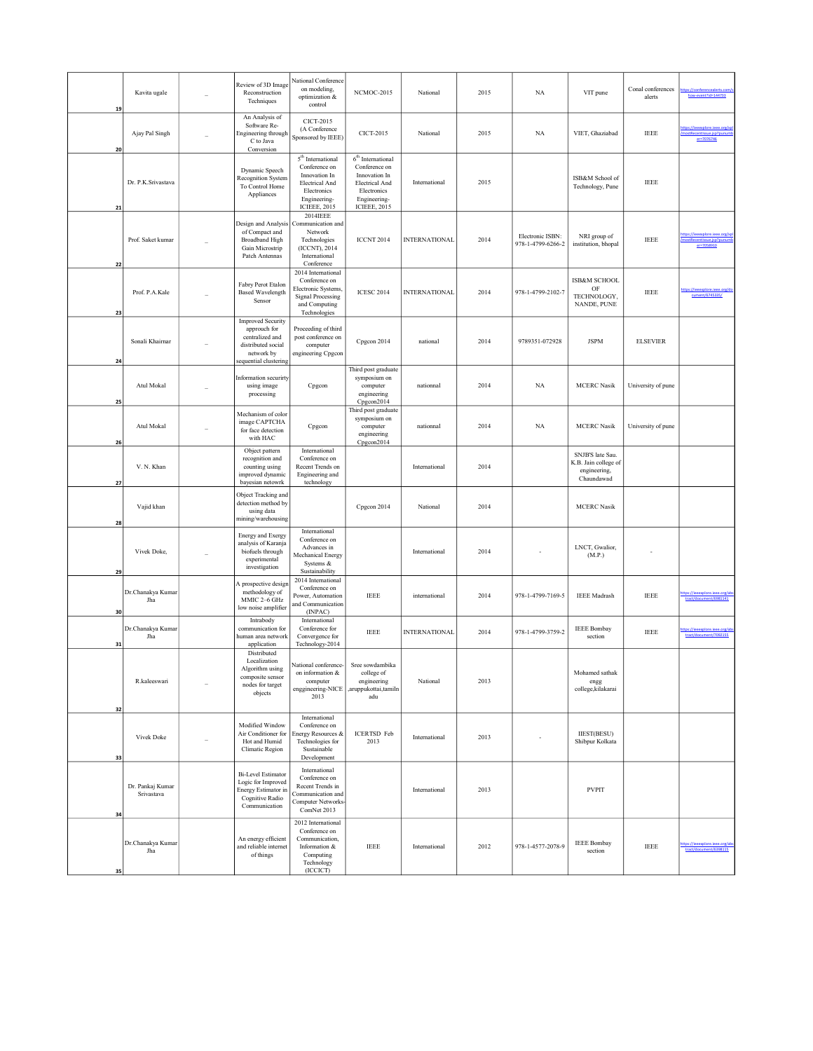| | | | | | | | | | | | |
|---|---|---|---|---|---|---|---|---|---|---|---|
| 19 | Kavita ugale | _ | Review of 3D Image Reconstruction Techniques | National Conference on modeling, optimization & control | NCMOC-2015 | National | 2015 | NA | VIT pune | Conal conferences alerts | https://conferencealerts.com/show-event?id=144733 |
| 20 | Ajay Pal Singh | _ | An Analysis of Software Re-Engineering through C to Java Conversion | CICT-2015 (A Conference Sponsored by IEEE) | CICT-2015 | National | 2015 | NA | VIET, Ghaziabad | IEEE | https://ieeexplore.ieee.org/xpl/mostRecentIssue.jsp?punumber=7076746 |
| 21 | Dr. P.K.Srivastava | | Dynamic Speech Recognition System To Control Home Appliances | 5th International Conference on Innovation In Electrical And Electronics Engineering-ICIEEE, 2015 | 6th International Conference on Innovation In Electrical And Electronics Engineering-ICIEEE, 2015 | International | 2015 | | ISB&M School of Technology, Pune | IEEE | |
| 22 | Prof. Saket kumar | _ | Design and Analysis of Compact and Broadband High Gain Microstrip Patch Antennas | 2014IEEE Communication and Network Technologies (ICCNT), 2014 International Conference | ICCNT 2014 | INTERNATIONAL | 2014 | Electronic ISBN: 978-1-4799-6266-2 | NRI group of institution, bhopal | IEEE | https://ieeexplore.ieee.org/xpl/mostRecentIssue.jsp?punumber=7058910 |
| 23 | Prof. P.A.Kale | _ | Fabry Perot Etalon Based Wavelength Sensor | 2014 International Conference on Electronic Systems, Signal Processing and Computing Technologies | ICESC 2014 | INTERNATIONAL | 2014 | 978-1-4799-2102-7 | ISB&M SCHOOL OF TECHNOLOGY, NANDE, PUNE | IEEE | https://ieeexplore.ieee.org/document/6745335/ |
| 24 | Sonali Khairnar | _ | Improved Security approach for centralized and distributed social network by sequential clustering | Proceeding of third post conference on computer engineering Cpgcon | Cpgcon 2014 | national | 2014 | 9789351-072928 | JSPM | ELSEVIER | |
| 25 | Atul Mokal | _ | Information security using image processing | Cpgcon | Third post graduate symposium on computer engineering Cpgcon2014 | nationnal | 2014 | NA | MCERC Nasik | University of pune | |
| 26 | Atul Mokal | _ | Mechanism of color image CAPTCHA for face detection with HAC | Cpgcon | Third post graduate symposium on computer engineering Cpgcon2014 | nationnal | 2014 | NA | MCERC Nasik | University of pune | |
| 27 | V. N. Khan | | Object pattern recognition and counting using improved dynamic bayesian netowrk | International Conference on Recent Trends on Engineering and technology | | International | 2014 | | SNJB'S late Sau. K.B. Jain college of engineering, Chaundawad | | |
| 28 | Vajid khan | | Object Tracking and detection method by using data mining/warehousing | | Cpgcon 2014 | National | 2014 | | MCERC Nasik | | |
| 29 | Vivek Doke, | _ | Energy and Exergy analysis of Karanja biofuels through experimental investigation | International Conference on Advances in Mechanical Energy Systems & Sustainability | | International | 2014 | - | LNCT, Gwalior, (M.P.) | - | |
| 30 | Dr.Chanakya Kumar Jha | | A prospective design methodology of MMIC 2–6 GHz low noise amplifier | 2014 International Conference on Power, Automation and Communication (INPAC) | IEEE | international | 2014 | 978-1-4799-7169-5 | IEEE Madrash | IEEE | https://ieeexplore.ieee.org/abstract/document/6981141 |
| 31 | Dr.Chanakya Kumar Jha | | Intrabody communication for human area network application | International Conference for Convergence for Technology-2014 | IEEE | INTERNATIONAL | 2014 | 978-1-4799-3759-2 | IEEE Bombay section | IEEE | https://ieeexplore.ieee.org/abstract/document/7092155 |
| 32 | R.kaleeswari | _ | Distributed Localization Algorithm using composite sensor nodes for target objects | National conference-on information & computer enggineering-NICE 2013 | Sree sowdambika college of engineering ,aruppukottai,tamilnadu | National | 2013 | | Mohamed sathak engg college,kilakarai | | |
| 33 | Vivek Doke | _ | Modified Window Air Conditioner for Hot and Humid Climatic Region | International Conference on Energy Resources & Technologies for Sustainable Development | ICERTSD Feb 2013 | International | 2013 | - | IIEST(BESU) Shibpur Kolkata | | |
| 34 | Dr. Pankaj Kumar Srivastava | | Bi-Level Estimator Logic for Improved Energy Estimator in Cognitive Radio Communication | International Conference on Recent Trends in Communication and Computer Networks-ComNet 2013 | | International | 2013 | | PVPIT | | |
| 35 | Dr.Chanakya Kumar Jha | | An energy efficient and reliable internet of things | 2012 International Conference on Communication, Information & Computing Technology (ICCICT) | IEEE | International | 2012 | 978-1-4577-2078-9 | IEEE Bombay section | IEEE | https://ieeexplore.ieee.org/abstract/document/6398115 |